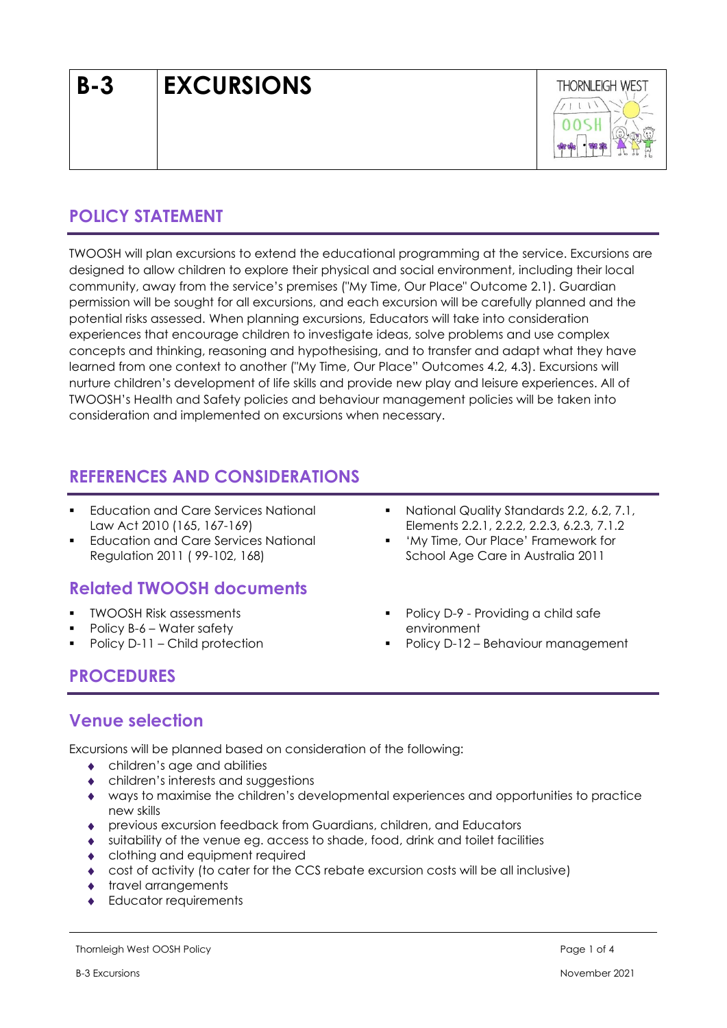# B-3 EXCURSIONS

## POLICY STATEMENT

TWOOSH will plan excursions to extend the educational programming at the service. Excursions are designed to allow children to explore their physical and social environment, including their local community, away from the service's premises ("My Time, Our Place" Outcome 2.1). Guardian permission will be sought for all excursions, and each excursion will be carefully planned and the potential risks assessed. When planning excursions, Educators will take into consideration experiences that encourage children to investigate ideas, solve problems and use complex concepts and thinking, reasoning and hypothesising, and to transfer and adapt what they have learned from one context to another ("My Time, Our Place" Outcomes 4.2, 4.3). Excursions will nurture children's development of life skills and provide new play and leisure experiences. All of TWOOSH's Health and Safety policies and behaviour management policies will be taken into consideration and implemented on excursions when necessary.

## REFERENCES AND CONSIDERATIONS

- Education and Care Services National Law Act 2010 (165, 167-169)
- Education and Care Services National Regulation 2011 ( 99-102, 168)
- National Quality Standards 2.2, 6.2, 7.1, Elements 2.2.1, 2.2.2, 2.2.3, 6.2.3, 7.1.2
- 'My Time, Our Place' Framework for School Age Care in Australia 2011

### Related TWOOSH documents

- TWOOSH Risk assessments
- Policy B-6 – Water safety
- Policy D-11 – Child protection
- Policy D-9 - Providing a child safe environment
- Policy D-12 – Behaviour management

## PROCEDURES

### Venue selection

Excursions will be planned based on consideration of the following:

- children's age and abilities
- children's interests and suggestions
- ways to maximise the children's developmental experiences and opportunities to practice new skills
- previous excursion feedback from Guardians, children, and Educators
- suitability of the venue eg. access to shade, food, drink and toilet facilities
- clothing and equipment required
- cost of activity (to cater for the CCS rebate excursion costs will be all inclusive)
- travel arrangements
- Educator requirements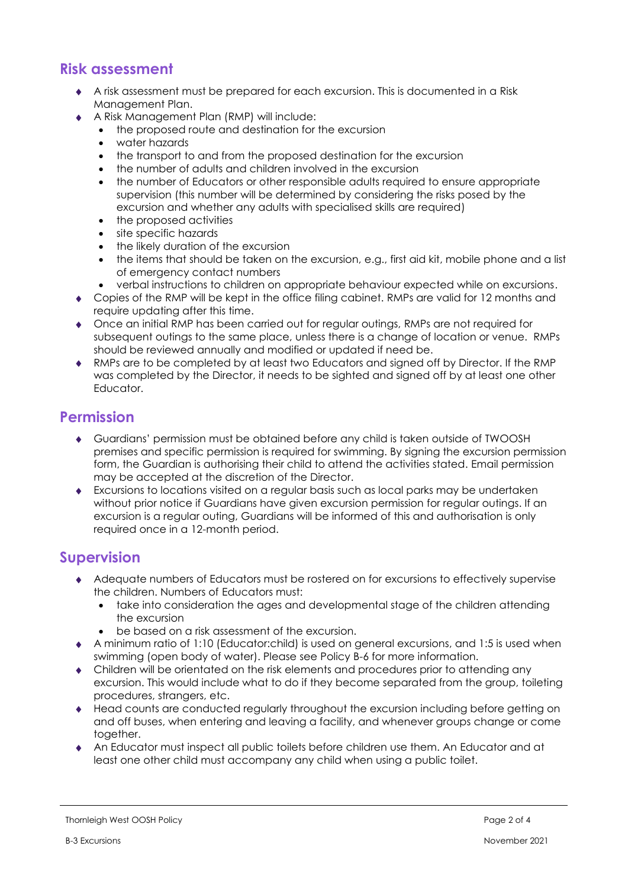## Risk assessment

- A risk assessment must be prepared for each excursion. This is documented in a Risk Management Plan.
- A Risk Management Plan (RMP) will include:
  - the proposed route and destination for the excursion
  - water hazards
  - the transport to and from the proposed destination for the excursion
  - the number of adults and children involved in the excursion
  - the number of Educators or other responsible adults required to ensure appropriate supervision (this number will be determined by considering the risks posed by the excursion and whether any adults with specialised skills are required)
  - the proposed activities
  - site specific hazards
  - the likely duration of the excursion
  - the items that should be taken on the excursion, e.g., first aid kit, mobile phone and a list of emergency contact numbers
  - verbal instructions to children on appropriate behaviour expected while on excursions.
- Copies of the RMP will be kept in the office filing cabinet. RMPs are valid for 12 months and require updating after this time.
- Once an initial RMP has been carried out for regular outings, RMPs are not required for subsequent outings to the same place, unless there is a change of location or venue. RMPs should be reviewed annually and modified or updated if need be.
- RMPs are to be completed by at least two Educators and signed off by Director. If the RMP was completed by the Director, it needs to be sighted and signed off by at least one other Educator.

## Permission

- Guardians' permission must be obtained before any child is taken outside of TWOOSH premises and specific permission is required for swimming. By signing the excursion permission form, the Guardian is authorising their child to attend the activities stated. Email permission may be accepted at the discretion of the Director.
- Excursions to locations visited on a regular basis such as local parks may be undertaken without prior notice if Guardians have given excursion permission for regular outings. If an excursion is a regular outing, Guardians will be informed of this and authorisation is only required once in a 12-month period.

## Supervision

- Adequate numbers of Educators must be rostered on for excursions to effectively supervise the children. Numbers of Educators must:
  - take into consideration the ages and developmental stage of the children attending the excursion
  - be based on a risk assessment of the excursion.
- A minimum ratio of 1:10 (Educator:child) is used on general excursions, and 1:5 is used when swimming (open body of water). Please see Policy B-6 for more information.
- Children will be orientated on the risk elements and procedures prior to attending any excursion. This would include what to do if they become separated from the group, toileting procedures, strangers, etc.
- Head counts are conducted regularly throughout the excursion including before getting on and off buses, when entering and leaving a facility, and whenever groups change or come together.
- An Educator must inspect all public toilets before children use them. An Educator and at least one other child must accompany any child when using a public toilet.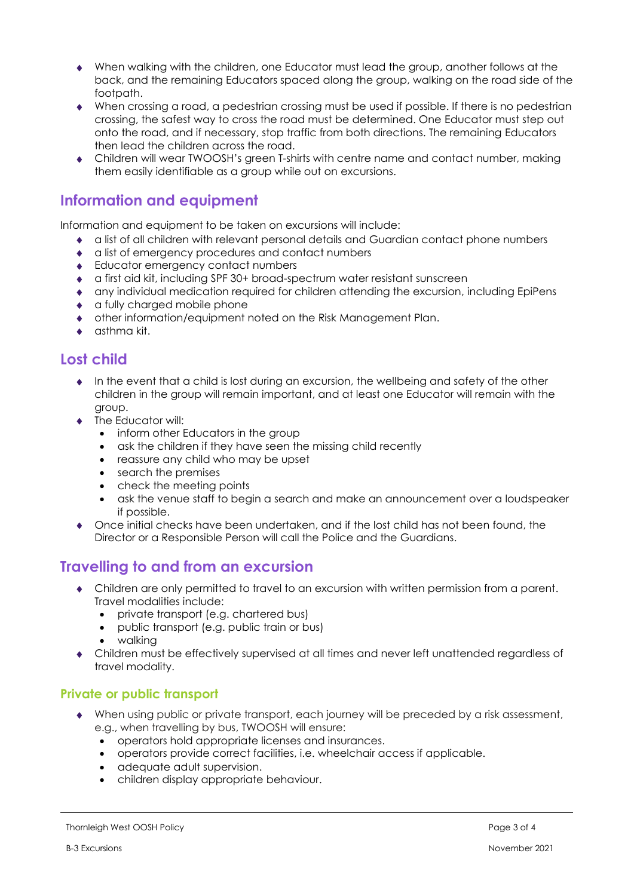- When walking with the children, one Educator must lead the group, another follows at the back, and the remaining Educators spaced along the group, walking on the road side of the footpath.
- When crossing a road, a pedestrian crossing must be used if possible. If there is no pedestrian crossing, the safest way to cross the road must be determined. One Educator must step out onto the road, and if necessary, stop traffic from both directions. The remaining Educators then lead the children across the road.
- Children will wear TWOOSH's green T-shirts with centre name and contact number, making them easily identifiable as a group while out on excursions.

## Information and equipment

Information and equipment to be taken on excursions will include:

- a list of all children with relevant personal details and Guardian contact phone numbers
- a list of emergency procedures and contact numbers
- Educator emergency contact numbers
- a first aid kit, including SPF 30+ broad-spectrum water resistant sunscreen
- any individual medication required for children attending the excursion, including EpiPens
- a fully charged mobile phone
- other information/equipment noted on the Risk Management Plan.
- asthma kit.

## Lost child

- In the event that a child is lost during an excursion, the wellbeing and safety of the other children in the group will remain important, and at least one Educator will remain with the group.
- The Educator will:
  - inform other Educators in the group
  - ask the children if they have seen the missing child recently
  - reassure any child who may be upset
  - search the premises
  - check the meeting points
  - ask the venue staff to begin a search and make an announcement over a loudspeaker if possible.
- Once initial checks have been undertaken, and if the lost child has not been found, the Director or a Responsible Person will call the Police and the Guardians.

## Travelling to and from an excursion

- Children are only permitted to travel to an excursion with written permission from a parent. Travel modalities include:
  - private transport (e.g. chartered bus)
  - public transport (e.g. public train or bus)
  - walking
- Children must be effectively supervised at all times and never left unattended regardless of travel modality.

### Private or public transport

- When using public or private transport, each journey will be preceded by a risk assessment, e.g., when travelling by bus, TWOOSH will ensure:
  - operators hold appropriate licenses and insurances.
  - operators provide correct facilities, i.e. wheelchair access if applicable.
  - adequate adult supervision.
  - children display appropriate behaviour.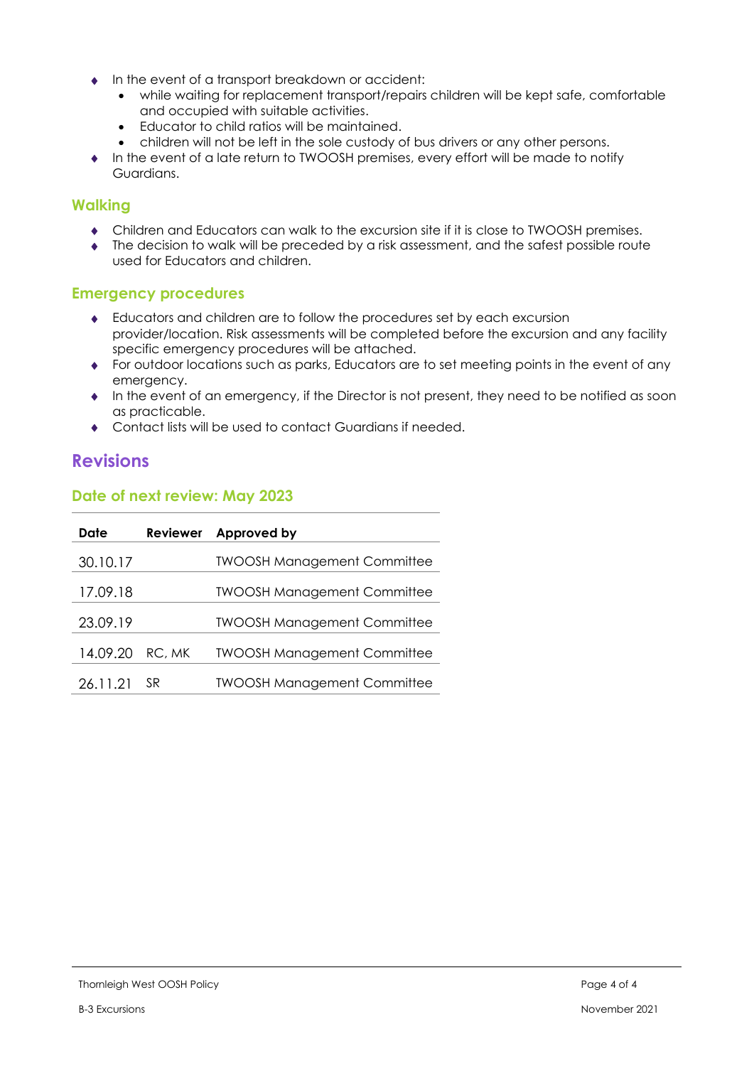- In the event of a transport breakdown or accident:
  - while waiting for replacement transport/repairs children will be kept safe, comfortable and occupied with suitable activities.
  - Educator to child ratios will be maintained.
  - children will not be left in the sole custody of bus drivers or any other persons.
- In the event of a late return to TWOOSH premises, every effort will be made to notify Guardians.

### Walking

- Children and Educators can walk to the excursion site if it is close to TWOOSH premises.
- The decision to walk will be preceded by a risk assessment, and the safest possible route used for Educators and children.

### Emergency procedures

- Educators and children are to follow the procedures set by each excursion provider/location. Risk assessments will be completed before the excursion and any facility specific emergency procedures will be attached.
- For outdoor locations such as parks, Educators are to set meeting points in the event of any emergency.
- In the event of an emergency, if the Director is not present, they need to be notified as soon as practicable.
- Contact lists will be used to contact Guardians if needed.

## Revisions

### Date of next review: May 2023

| Date | Reviewer | Approved by |
|---|---|---|
| 30.10.17 | | TWOOSH Management Committee |
| 17.09.18 | | TWOOSH Management Committee |
| 23.09.19 | | TWOOSH Management Committee |
| 14.09.20 | RC, MK | TWOOSH Management Committee |
| 26.11.21 | SR | TWOOSH Management Committee |